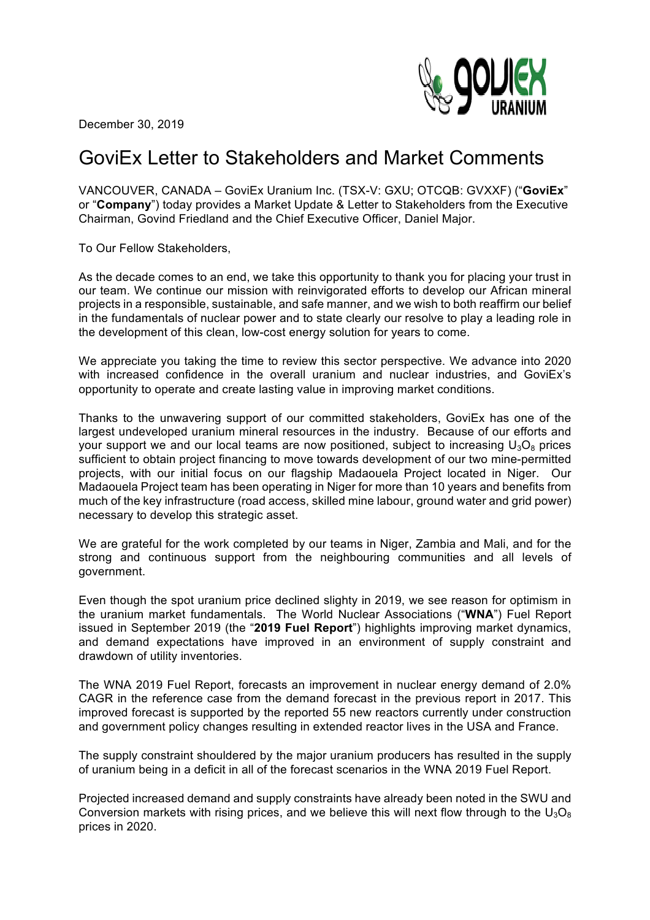December 30, 2019

# GoviEx Letter to Stakeholders and Market Comments

VANCOUVER, CANADA – GoviEx Uranium Inc. (TSX-V: GXU; OTCQB: GVXXF) ("**GoviEx**" or "**Company**") today provides a Market Update & Letter to Stakeholders from the Executive Chairman, Govind Friedland and the Chief Executive Officer, Daniel Major.

To Our Fellow Stakeholders,

As the decade comes to an end, we take this opportunity to thank you for placing your trust in our team. We continue our mission with reinvigorated efforts to develop our African mineral projects in a responsible, sustainable, and safe manner, and we wish to both reaffirm our belief in the fundamentals of nuclear power and to state clearly our resolve to play a leading role in the development of this clean, low-cost energy solution for years to come.

We appreciate you taking the time to review this sector perspective. We advance into 2020 with increased confidence in the overall uranium and nuclear industries, and GoviEx's opportunity to operate and create lasting value in improving market conditions.

Thanks to the unwavering support of our committed stakeholders, GoviEx has one of the largest undeveloped uranium mineral resources in the industry. Because of our efforts and your support we and our local teams are now positioned, subject to increasing $U_3O_8$ prices sufficient to obtain project financing to move towards development of our two mine-permitted projects, with our initial focus on our flagship Madaouela Project located in Niger. Our Madaouela Project team has been operating in Niger for more than 10 years and benefits from much of the key infrastructure (road access, skilled mine labour, ground water and grid power) necessary to develop this strategic asset.

We are grateful for the work completed by our teams in Niger, Zambia and Mali, and for the strong and continuous support from the neighbouring communities and all levels of government.

Even though the spot uranium price declined slighty in 2019, we see reason for optimism in the uranium market fundamentals. The World Nuclear Associations ("**WNA**") Fuel Report issued in September 2019 (the "**2019 Fuel Report**") highlights improving market dynamics, and demand expectations have improved in an environment of supply constraint and drawdown of utility inventories.

The WNA 2019 Fuel Report, forecasts an improvement in nuclear energy demand of 2.0% CAGR in the reference case from the demand forecast in the previous report in 2017. This improved forecast is supported by the reported 55 new reactors currently under construction and government policy changes resulting in extended reactor lives in the USA and France.

The supply constraint shouldered by the major uranium producers has resulted in the supply of uranium being in a deficit in all of the forecast scenarios in the WNA 2019 Fuel Report.

Projected increased demand and supply constraints have already been noted in the SWU and Conversion markets with rising prices, and we believe this will next flow through to the $U_3O_8$ prices in 2020.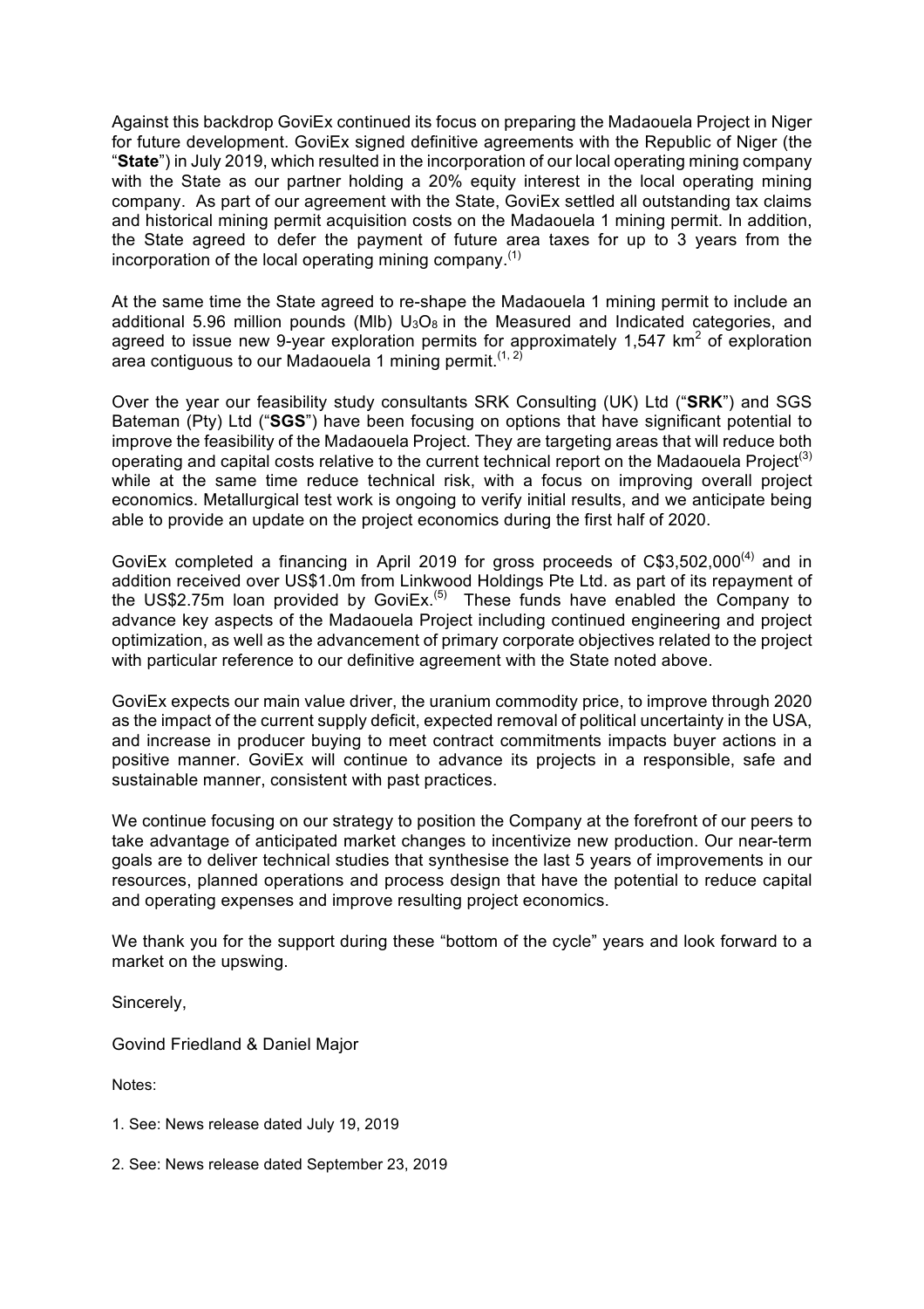Against this backdrop GoviEx continued its focus on preparing the Madaouela Project in Niger for future development. GoviEx signed definitive agreements with the Republic of Niger (the "**State**") in July 2019, which resulted in the incorporation of our local operating mining company with the State as our partner holding a 20% equity interest in the local operating mining company. As part of our agreement with the State, GoviEx settled all outstanding tax claims and historical mining permit acquisition costs on the Madaouela 1 mining permit. In addition, the State agreed to defer the payment of future area taxes for up to 3 years from the incorporation of the local operating mining company.[1]

At the same time the State agreed to re-shape the Madaouela 1 mining permit to include an additional 5.96 million pounds (Mlb) $U_3O_8$ in the Measured and Indicated categories, and agreed to issue new 9-year exploration permits for approximately 1,547 km$^2$ of exploration area contiguous to our Madaouela 1 mining permit.[1, 2]

Over the year our feasibility study consultants SRK Consulting (UK) Ltd ("**SRK**") and SGS Bateman (Pty) Ltd ("**SGS**") have been focusing on options that have significant potential to improve the feasibility of the Madaouela Project. They are targeting areas that will reduce both operating and capital costs relative to the current technical report on the Madaouela Project[3] while at the same time reduce technical risk, with a focus on improving overall project economics. Metallurgical test work is ongoing to verify initial results, and we anticipate being able to provide an update on the project economics during the first half of 2020.

GoviEx completed a financing in April 2019 for gross proceeds of C$3,502,000[4] and in addition received over US$1.0m from Linkwood Holdings Pte Ltd. as part of its repayment of the US$2.75m loan provided by GoviEx.[5] These funds have enabled the Company to advance key aspects of the Madaouela Project including continued engineering and project optimization, as well as the advancement of primary corporate objectives related to the project with particular reference to our definitive agreement with the State noted above.

GoviEx expects our main value driver, the uranium commodity price, to improve through 2020 as the impact of the current supply deficit, expected removal of political uncertainty in the USA, and increase in producer buying to meet contract commitments impacts buyer actions in a positive manner. GoviEx will continue to advance its projects in a responsible, safe and sustainable manner, consistent with past practices.

We continue focusing on our strategy to position the Company at the forefront of our peers to take advantage of anticipated market changes to incentivize new production. Our near-term goals are to deliver technical studies that synthesise the last 5 years of improvements in our resources, planned operations and process design that have the potential to reduce capital and operating expenses and improve resulting project economics.

We thank you for the support during these "bottom of the cycle" years and look forward to a market on the upswing.

Sincerely,

Govind Friedland & Daniel Major

Notes:

1. See: News release dated July 19, 2019

2. See: News release dated September 23, 2019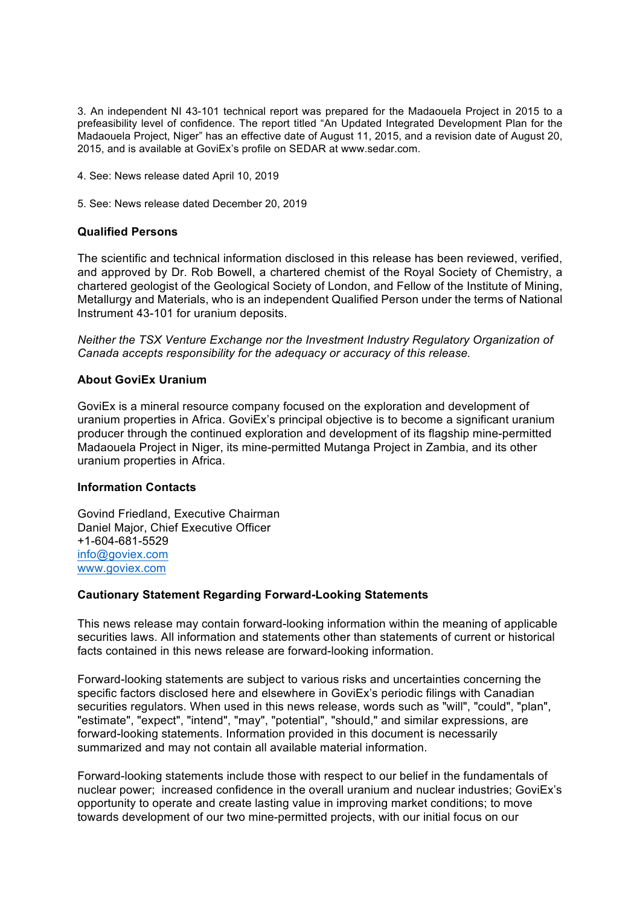3. An independent NI 43-101 technical report was prepared for the Madaouela Project in 2015 to a prefeasibility level of confidence. The report titled "An Updated Integrated Development Plan for the Madaouela Project, Niger" has an effective date of August 11, 2015, and a revision date of August 20, 2015, and is available at GoviEx's profile on SEDAR at www.sedar.com.

4. See: News release dated April 10, 2019

5. See: News release dated December 20, 2019

**Qualified Persons**

The scientific and technical information disclosed in this release has been reviewed, verified, and approved by Dr. Rob Bowell, a chartered chemist of the Royal Society of Chemistry, a chartered geologist of the Geological Society of London, and Fellow of the Institute of Mining, Metallurgy and Materials, who is an independent Qualified Person under the terms of National Instrument 43-101 for uranium deposits.

*Neither the TSX Venture Exchange nor the Investment Industry Regulatory Organization of Canada accepts responsibility for the adequacy or accuracy of this release.*

**About GoviEx Uranium**

GoviEx is a mineral resource company focused on the exploration and development of uranium properties in Africa. GoviEx's principal objective is to become a significant uranium producer through the continued exploration and development of its flagship mine-permitted Madaouela Project in Niger, its mine-permitted Mutanga Project in Zambia, and its other uranium properties in Africa.

**Information Contacts**

Govind Friedland, Executive Chairman
Daniel Major, Chief Executive Officer
+1-604-681-5529
info@goviex.com
www.goviex.com

**Cautionary Statement Regarding Forward-Looking Statements**

This news release may contain forward-looking information within the meaning of applicable securities laws. All information and statements other than statements of current or historical facts contained in this news release are forward-looking information.

Forward-looking statements are subject to various risks and uncertainties concerning the specific factors disclosed here and elsewhere in GoviEx's periodic filings with Canadian securities regulators. When used in this news release, words such as "will", "could", "plan", "estimate", "expect", "intend", "may", "potential", "should," and similar expressions, are forward-looking statements. Information provided in this document is necessarily summarized and may not contain all available material information.

Forward-looking statements include those with respect to our belief in the fundamentals of nuclear power; increased confidence in the overall uranium and nuclear industries; GoviEx's opportunity to operate and create lasting value in improving market conditions; to move towards development of our two mine-permitted projects, with our initial focus on our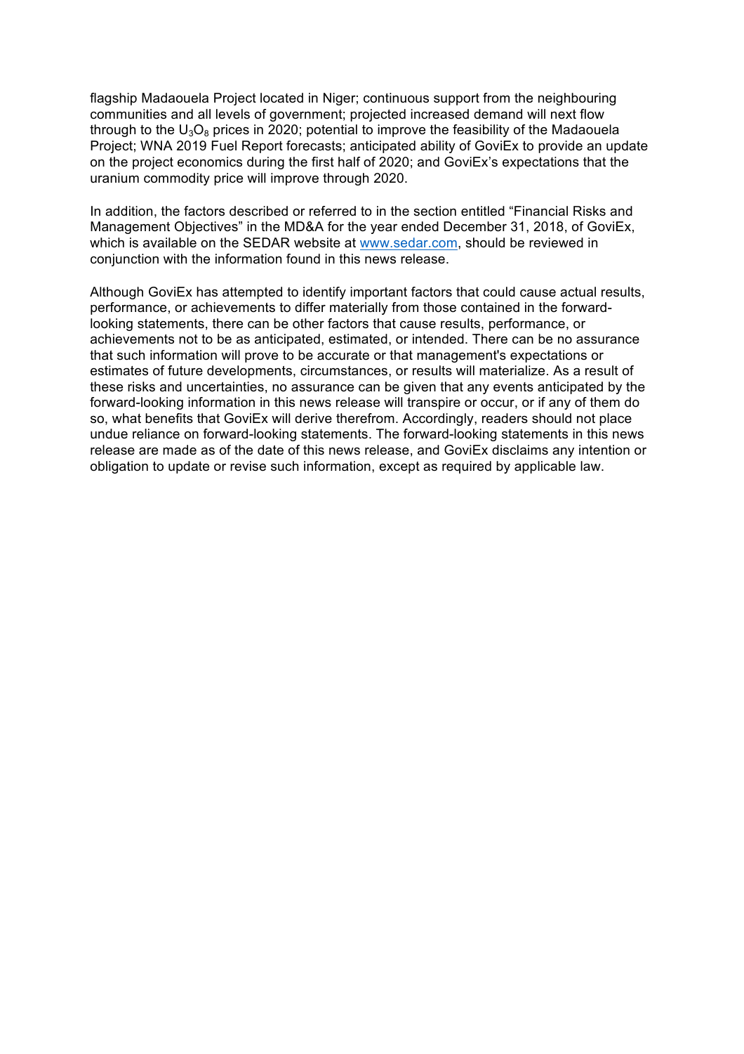flagship Madaouela Project located in Niger; continuous support from the neighbouring communities and all levels of government; projected increased demand will next flow through to the $U_3O_8$ prices in 2020; potential to improve the feasibility of the Madaouela Project; WNA 2019 Fuel Report forecasts; anticipated ability of GoviEx to provide an update on the project economics during the first half of 2020; and GoviEx's expectations that the uranium commodity price will improve through 2020.

In addition, the factors described or referred to in the section entitled "Financial Risks and Management Objectives" in the MD&A for the year ended December 31, 2018, of GoviEx, which is available on the SEDAR website at www.sedar.com, should be reviewed in conjunction with the information found in this news release.

Although GoviEx has attempted to identify important factors that could cause actual results, performance, or achievements to differ materially from those contained in the forward-looking statements, there can be other factors that cause results, performance, or achievements not to be as anticipated, estimated, or intended. There can be no assurance that such information will prove to be accurate or that management's expectations or estimates of future developments, circumstances, or results will materialize. As a result of these risks and uncertainties, no assurance can be given that any events anticipated by the forward-looking information in this news release will transpire or occur, or if any of them do so, what benefits that GoviEx will derive therefrom. Accordingly, readers should not place undue reliance on forward-looking statements. The forward-looking statements in this news release are made as of the date of this news release, and GoviEx disclaims any intention or obligation to update or revise such information, except as required by applicable law.